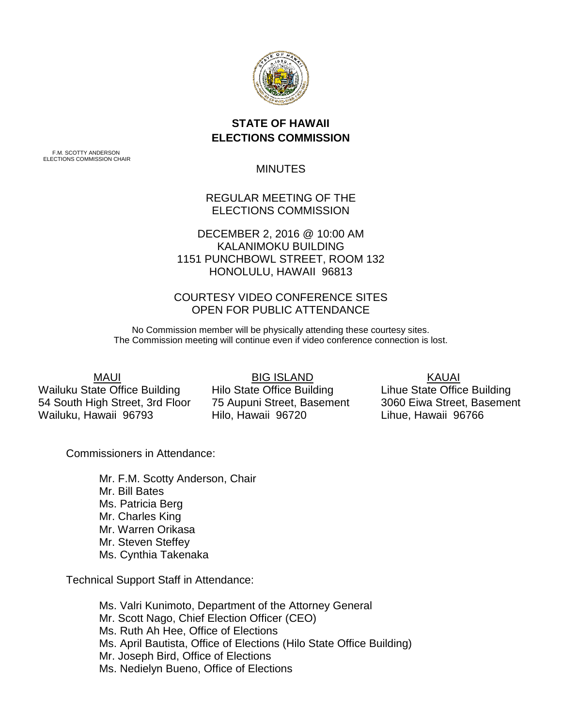# STATE OF HAWAII
# ELECTIONS COMMISSION

F.M. SCOTTY ANDERSON
ELECTIONS COMMISSION CHAIR

MINUTES

REGULAR MEETING OF THE
ELECTIONS COMMISSION

DECEMBER 2, 2016 @ 10:00 AM
KALANIMOKU BUILDING
1151 PUNCHBOWL STREET, ROOM 132
HONOLULU, HAWAII 96813

COURTESY VIDEO CONFERENCE SITES
OPEN FOR PUBLIC ATTENDANCE

No Commission member will be physically attending these courtesy sites.
The Commission meeting will continue even if video conference connection is lost.

| MAUI | BIG ISLAND | KAUAI |
|---|---|---|
| Wailuku State Office Building | Hilo State Office Building | Lihue State Office Building |
| 54 South High Street, 3rd Floor | 75 Aupuni Street, Basement | 3060 Eiwa Street, Basement |
| Wailuku, Hawaii 96793 | Hilo, Hawaii 96720 | Lihue, Hawaii 96766 |

Commissioners in Attendance:

- Mr. F.M. Scotty Anderson, Chair
- Mr. Bill Bates
- Ms. Patricia Berg
- Mr. Charles King
- Mr. Warren Orikasa
- Mr. Steven Steffey
- Ms. Cynthia Takenaka

Technical Support Staff in Attendance:

- Ms. Valri Kunimoto, Department of the Attorney General
- Mr. Scott Nago, Chief Election Officer (CEO)
- Ms. Ruth Ah Hee, Office of Elections
- Ms. April Bautista, Office of Elections (Hilo State Office Building)
- Mr. Joseph Bird, Office of Elections
- Ms. Nedielyn Bueno, Office of Elections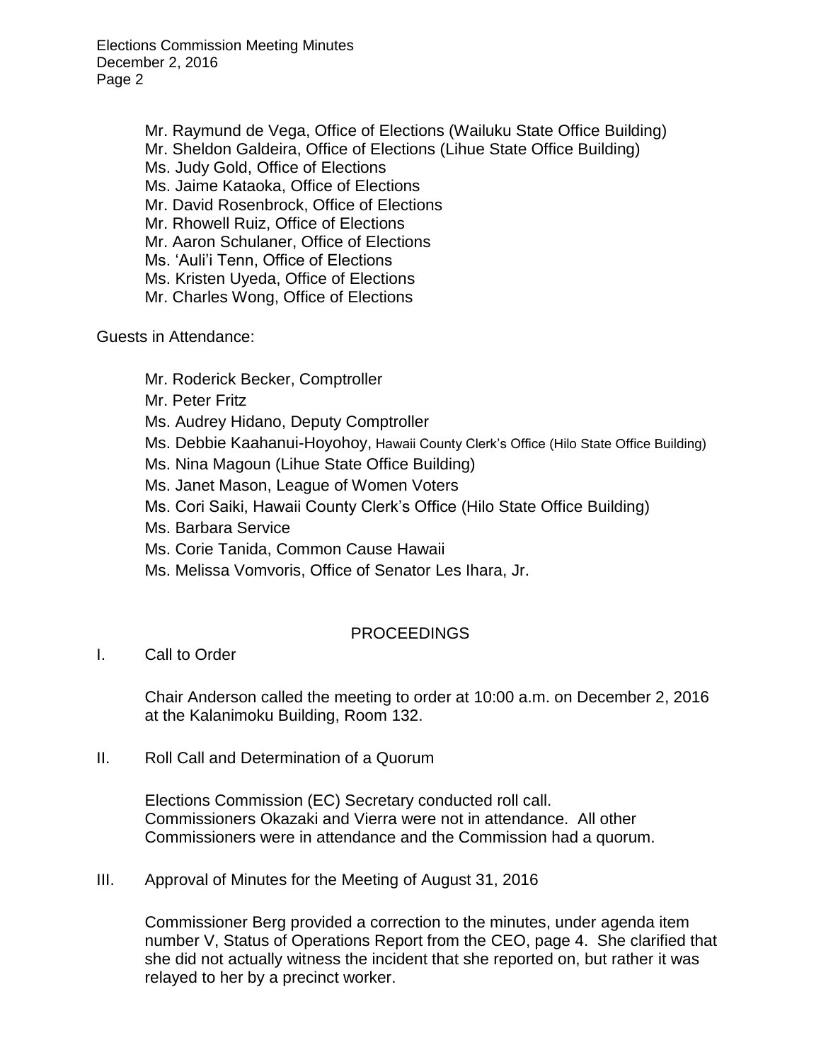Mr. Raymund de Vega, Office of Elections (Wailuku State Office Building)
Mr. Sheldon Galdeira, Office of Elections (Lihue State Office Building)
Ms. Judy Gold, Office of Elections
Ms. Jaime Kataoka, Office of Elections
Mr. David Rosenbrock, Office of Elections
Mr. Rhowell Ruiz, Office of Elections
Mr. Aaron Schulaner, Office of Elections
Ms. 'Auli'i Tenn, Office of Elections
Ms. Kristen Uyeda, Office of Elections
Mr. Charles Wong, Office of Elections

Guests in Attendance:

Mr. Roderick Becker, Comptroller
Mr. Peter Fritz
Ms. Audrey Hidano, Deputy Comptroller
Ms. Debbie Kaahanui-Hoyohoy, Hawaii County Clerk's Office (Hilo State Office Building)
Ms. Nina Magoun (Lihue State Office Building)
Ms. Janet Mason, League of Women Voters
Ms. Cori Saiki, Hawaii County Clerk's Office (Hilo State Office Building)
Ms. Barbara Service
Ms. Corie Tanida, Common Cause Hawaii
Ms. Melissa Vomvoris, Office of Senator Les Ihara, Jr.

## PROCEEDINGS

I. Call to Order

Chair Anderson called the meeting to order at 10:00 a.m. on December 2, 2016 at the Kalanimoku Building, Room 132.

II. Roll Call and Determination of a Quorum

Elections Commission (EC) Secretary conducted roll call. Commissioners Okazaki and Vierra were not in attendance. All other Commissioners were in attendance and the Commission had a quorum.

III. Approval of Minutes for the Meeting of August 31, 2016

Commissioner Berg provided a correction to the minutes, under agenda item number V, Status of Operations Report from the CEO, page 4. She clarified that she did not actually witness the incident that she reported on, but rather it was relayed to her by a precinct worker.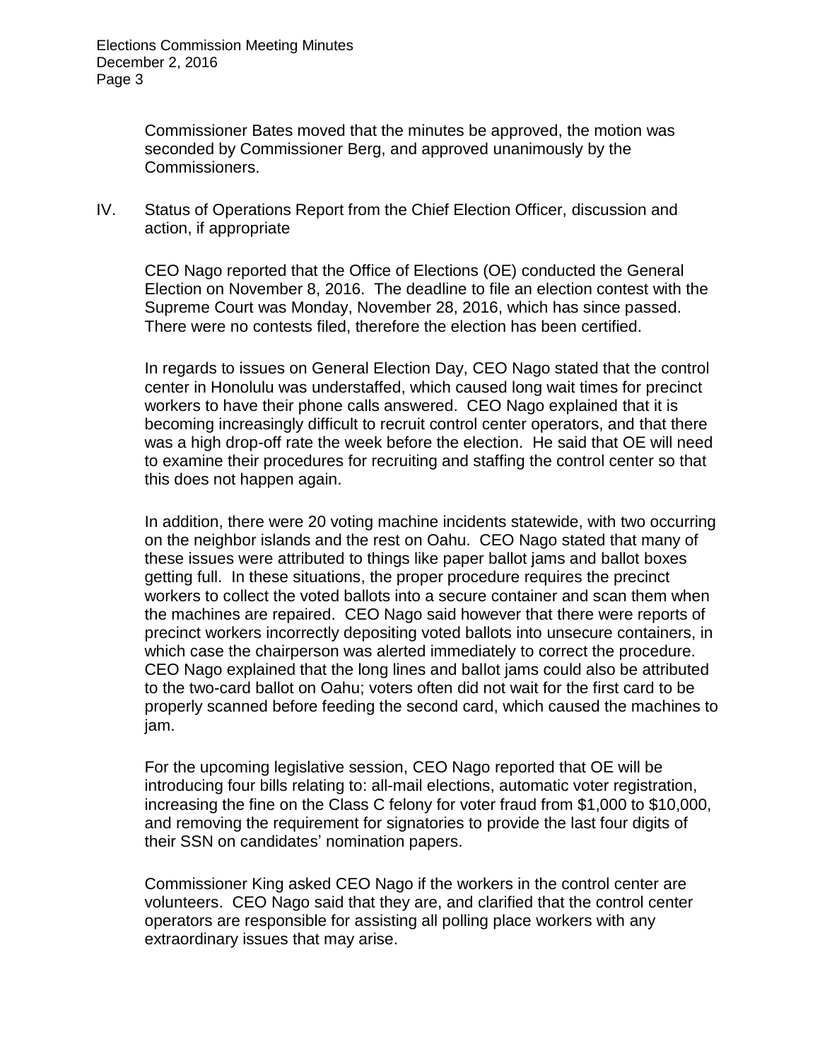Commissioner Bates moved that the minutes be approved, the motion was seconded by Commissioner Berg, and approved unanimously by the Commissioners.

IV. Status of Operations Report from the Chief Election Officer, discussion and action, if appropriate

CEO Nago reported that the Office of Elections (OE) conducted the General Election on November 8, 2016. The deadline to file an election contest with the Supreme Court was Monday, November 28, 2016, which has since passed. There were no contests filed, therefore the election has been certified.

In regards to issues on General Election Day, CEO Nago stated that the control center in Honolulu was understaffed, which caused long wait times for precinct workers to have their phone calls answered. CEO Nago explained that it is becoming increasingly difficult to recruit control center operators, and that there was a high drop-off rate the week before the election. He said that OE will need to examine their procedures for recruiting and staffing the control center so that this does not happen again.

In addition, there were 20 voting machine incidents statewide, with two occurring on the neighbor islands and the rest on Oahu. CEO Nago stated that many of these issues were attributed to things like paper ballot jams and ballot boxes getting full. In these situations, the proper procedure requires the precinct workers to collect the voted ballots into a secure container and scan them when the machines are repaired. CEO Nago said however that there were reports of precinct workers incorrectly depositing voted ballots into unsecure containers, in which case the chairperson was alerted immediately to correct the procedure. CEO Nago explained that the long lines and ballot jams could also be attributed to the two-card ballot on Oahu; voters often did not wait for the first card to be properly scanned before feeding the second card, which caused the machines to jam.

For the upcoming legislative session, CEO Nago reported that OE will be introducing four bills relating to: all-mail elections, automatic voter registration, increasing the fine on the Class C felony for voter fraud from $1,000 to $10,000, and removing the requirement for signatories to provide the last four digits of their SSN on candidates' nomination papers.

Commissioner King asked CEO Nago if the workers in the control center are volunteers. CEO Nago said that they are, and clarified that the control center operators are responsible for assisting all polling place workers with any extraordinary issues that may arise.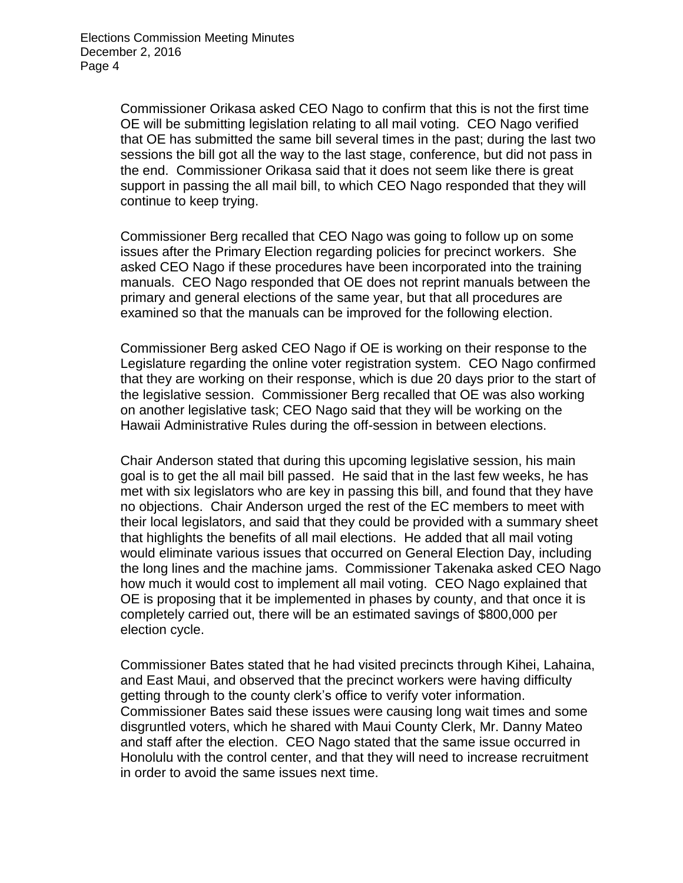Commissioner Orikasa asked CEO Nago to confirm that this is not the first time OE will be submitting legislation relating to all mail voting. CEO Nago verified that OE has submitted the same bill several times in the past; during the last two sessions the bill got all the way to the last stage, conference, but did not pass in the end. Commissioner Orikasa said that it does not seem like there is great support in passing the all mail bill, to which CEO Nago responded that they will continue to keep trying.

Commissioner Berg recalled that CEO Nago was going to follow up on some issues after the Primary Election regarding policies for precinct workers. She asked CEO Nago if these procedures have been incorporated into the training manuals. CEO Nago responded that OE does not reprint manuals between the primary and general elections of the same year, but that all procedures are examined so that the manuals can be improved for the following election.

Commissioner Berg asked CEO Nago if OE is working on their response to the Legislature regarding the online voter registration system. CEO Nago confirmed that they are working on their response, which is due 20 days prior to the start of the legislative session. Commissioner Berg recalled that OE was also working on another legislative task; CEO Nago said that they will be working on the Hawaii Administrative Rules during the off-session in between elections.

Chair Anderson stated that during this upcoming legislative session, his main goal is to get the all mail bill passed. He said that in the last few weeks, he has met with six legislators who are key in passing this bill, and found that they have no objections. Chair Anderson urged the rest of the EC members to meet with their local legislators, and said that they could be provided with a summary sheet that highlights the benefits of all mail elections. He added that all mail voting would eliminate various issues that occurred on General Election Day, including the long lines and the machine jams. Commissioner Takenaka asked CEO Nago how much it would cost to implement all mail voting. CEO Nago explained that OE is proposing that it be implemented in phases by county, and that once it is completely carried out, there will be an estimated savings of $800,000 per election cycle.

Commissioner Bates stated that he had visited precincts through Kihei, Lahaina, and East Maui, and observed that the precinct workers were having difficulty getting through to the county clerk's office to verify voter information. Commissioner Bates said these issues were causing long wait times and some disgruntled voters, which he shared with Maui County Clerk, Mr. Danny Mateo and staff after the election. CEO Nago stated that the same issue occurred in Honolulu with the control center, and that they will need to increase recruitment in order to avoid the same issues next time.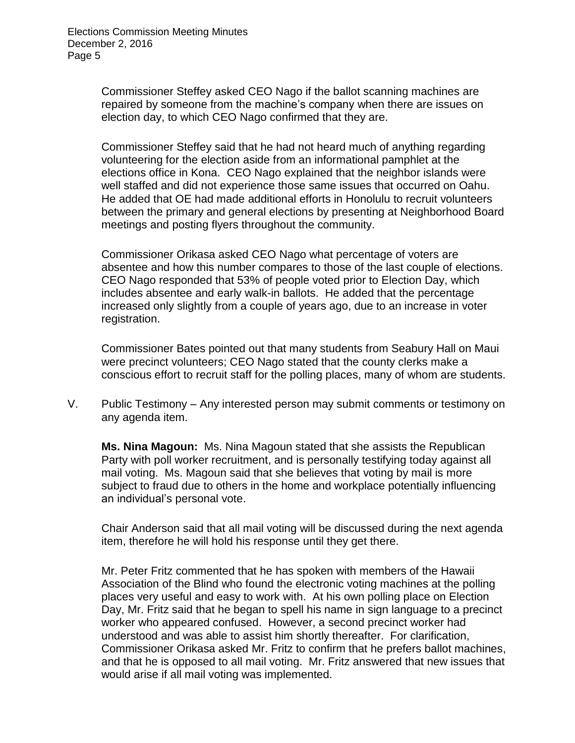Commissioner Steffey asked CEO Nago if the ballot scanning machines are repaired by someone from the machine's company when there are issues on election day, to which CEO Nago confirmed that they are.

Commissioner Steffey said that he had not heard much of anything regarding volunteering for the election aside from an informational pamphlet at the elections office in Kona. CEO Nago explained that the neighbor islands were well staffed and did not experience those same issues that occurred on Oahu. He added that OE had made additional efforts in Honolulu to recruit volunteers between the primary and general elections by presenting at Neighborhood Board meetings and posting flyers throughout the community.

Commissioner Orikasa asked CEO Nago what percentage of voters are absentee and how this number compares to those of the last couple of elections. CEO Nago responded that 53% of people voted prior to Election Day, which includes absentee and early walk-in ballots. He added that the percentage increased only slightly from a couple of years ago, due to an increase in voter registration.

Commissioner Bates pointed out that many students from Seabury Hall on Maui were precinct volunteers; CEO Nago stated that the county clerks make a conscious effort to recruit staff for the polling places, many of whom are students.

V. Public Testimony – Any interested person may submit comments or testimony on any agenda item.

**Ms. Nina Magoun:** Ms. Nina Magoun stated that she assists the Republican Party with poll worker recruitment, and is personally testifying today against all mail voting. Ms. Magoun said that she believes that voting by mail is more subject to fraud due to others in the home and workplace potentially influencing an individual's personal vote.

Chair Anderson said that all mail voting will be discussed during the next agenda item, therefore he will hold his response until they get there.

Mr. Peter Fritz commented that he has spoken with members of the Hawaii Association of the Blind who found the electronic voting machines at the polling places very useful and easy to work with. At his own polling place on Election Day, Mr. Fritz said that he began to spell his name in sign language to a precinct worker who appeared confused. However, a second precinct worker had understood and was able to assist him shortly thereafter. For clarification, Commissioner Orikasa asked Mr. Fritz to confirm that he prefers ballot machines, and that he is opposed to all mail voting. Mr. Fritz answered that new issues that would arise if all mail voting was implemented.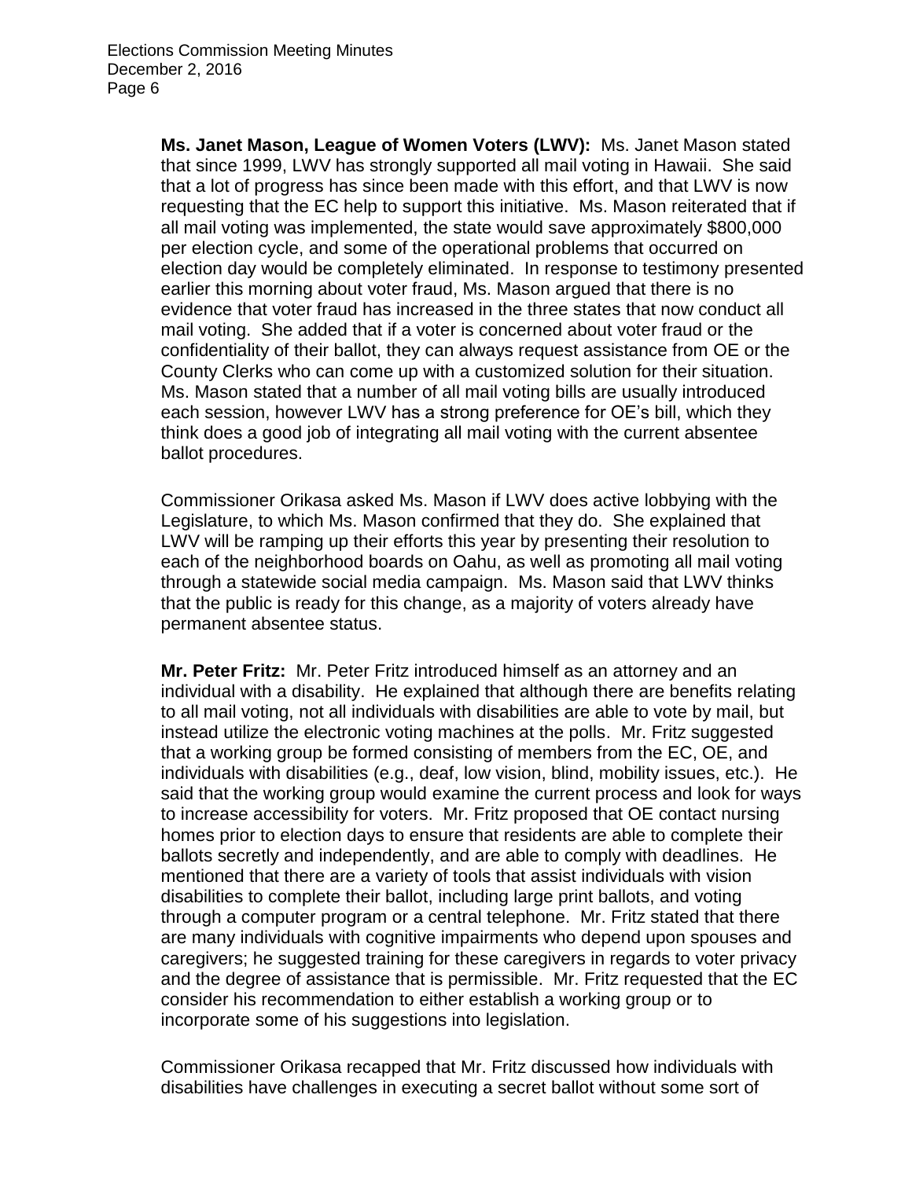**Ms. Janet Mason, League of Women Voters (LWV):** Ms. Janet Mason stated that since 1999, LWV has strongly supported all mail voting in Hawaii. She said that a lot of progress has since been made with this effort, and that LWV is now requesting that the EC help to support this initiative. Ms. Mason reiterated that if all mail voting was implemented, the state would save approximately $800,000 per election cycle, and some of the operational problems that occurred on election day would be completely eliminated. In response to testimony presented earlier this morning about voter fraud, Ms. Mason argued that there is no evidence that voter fraud has increased in the three states that now conduct all mail voting. She added that if a voter is concerned about voter fraud or the confidentiality of their ballot, they can always request assistance from OE or the County Clerks who can come up with a customized solution for their situation. Ms. Mason stated that a number of all mail voting bills are usually introduced each session, however LWV has a strong preference for OE's bill, which they think does a good job of integrating all mail voting with the current absentee ballot procedures.

Commissioner Orikasa asked Ms. Mason if LWV does active lobbying with the Legislature, to which Ms. Mason confirmed that they do. She explained that LWV will be ramping up their efforts this year by presenting their resolution to each of the neighborhood boards on Oahu, as well as promoting all mail voting through a statewide social media campaign. Ms. Mason said that LWV thinks that the public is ready for this change, as a majority of voters already have permanent absentee status.

**Mr. Peter Fritz:** Mr. Peter Fritz introduced himself as an attorney and an individual with a disability. He explained that although there are benefits relating to all mail voting, not all individuals with disabilities are able to vote by mail, but instead utilize the electronic voting machines at the polls. Mr. Fritz suggested that a working group be formed consisting of members from the EC, OE, and individuals with disabilities (e.g., deaf, low vision, blind, mobility issues, etc.). He said that the working group would examine the current process and look for ways to increase accessibility for voters. Mr. Fritz proposed that OE contact nursing homes prior to election days to ensure that residents are able to complete their ballots secretly and independently, and are able to comply with deadlines. He mentioned that there are a variety of tools that assist individuals with vision disabilities to complete their ballot, including large print ballots, and voting through a computer program or a central telephone. Mr. Fritz stated that there are many individuals with cognitive impairments who depend upon spouses and caregivers; he suggested training for these caregivers in regards to voter privacy and the degree of assistance that is permissible. Mr. Fritz requested that the EC consider his recommendation to either establish a working group or to incorporate some of his suggestions into legislation.

Commissioner Orikasa recapped that Mr. Fritz discussed how individuals with disabilities have challenges in executing a secret ballot without some sort of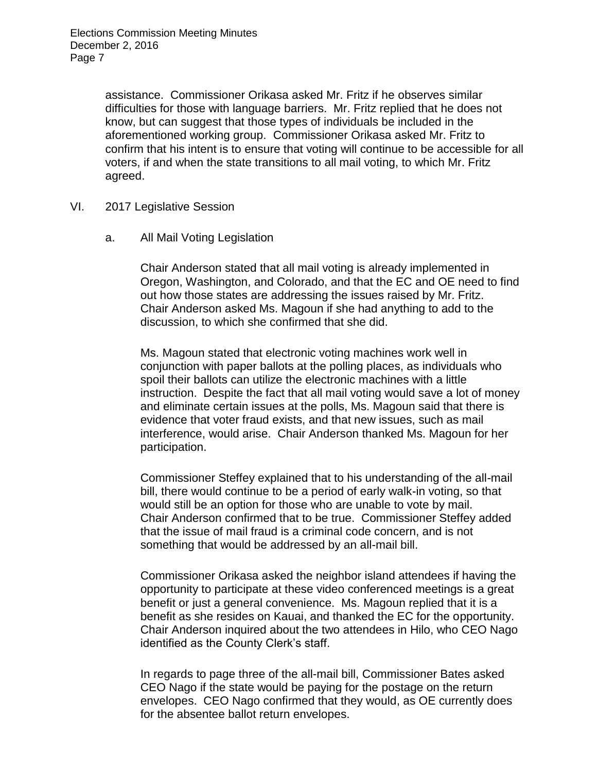assistance. Commissioner Orikasa asked Mr. Fritz if he observes similar difficulties for those with language barriers. Mr. Fritz replied that he does not know, but can suggest that those types of individuals be included in the aforementioned working group. Commissioner Orikasa asked Mr. Fritz to confirm that his intent is to ensure that voting will continue to be accessible for all voters, if and when the state transitions to all mail voting, to which Mr. Fritz agreed.

## VI. 2017 Legislative Session

### a. All Mail Voting Legislation

Chair Anderson stated that all mail voting is already implemented in Oregon, Washington, and Colorado, and that the EC and OE need to find out how those states are addressing the issues raised by Mr. Fritz. Chair Anderson asked Ms. Magoun if she had anything to add to the discussion, to which she confirmed that she did.

Ms. Magoun stated that electronic voting machines work well in conjunction with paper ballots at the polling places, as individuals who spoil their ballots can utilize the electronic machines with a little instruction. Despite the fact that all mail voting would save a lot of money and eliminate certain issues at the polls, Ms. Magoun said that there is evidence that voter fraud exists, and that new issues, such as mail interference, would arise. Chair Anderson thanked Ms. Magoun for her participation.

Commissioner Steffey explained that to his understanding of the all-mail bill, there would continue to be a period of early walk-in voting, so that would still be an option for those who are unable to vote by mail. Chair Anderson confirmed that to be true. Commissioner Steffey added that the issue of mail fraud is a criminal code concern, and is not something that would be addressed by an all-mail bill.

Commissioner Orikasa asked the neighbor island attendees if having the opportunity to participate at these video conferenced meetings is a great benefit or just a general convenience. Ms. Magoun replied that it is a benefit as she resides on Kauai, and thanked the EC for the opportunity. Chair Anderson inquired about the two attendees in Hilo, who CEO Nago identified as the County Clerk's staff.

In regards to page three of the all-mail bill, Commissioner Bates asked CEO Nago if the state would be paying for the postage on the return envelopes. CEO Nago confirmed that they would, as OE currently does for the absentee ballot return envelopes.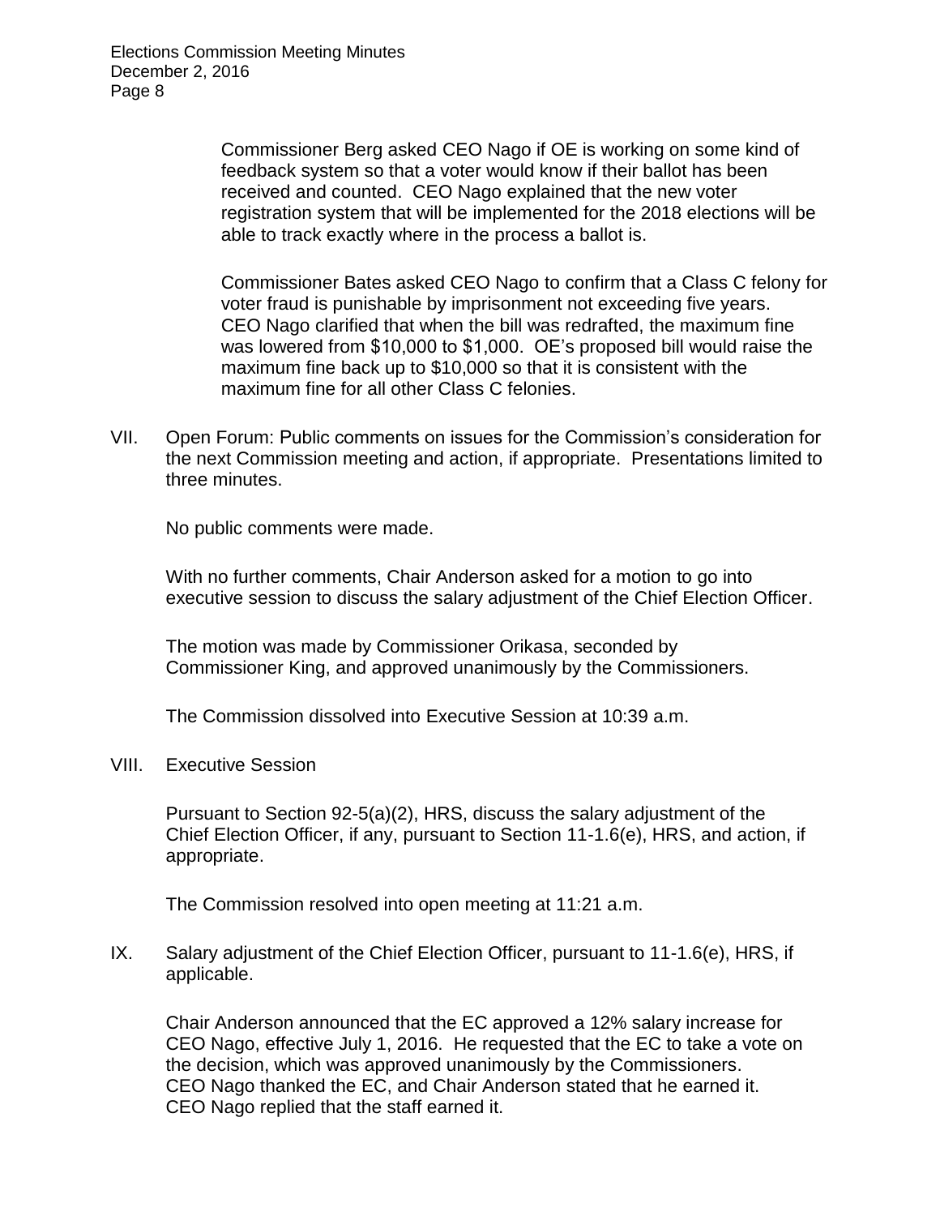Commissioner Berg asked CEO Nago if OE is working on some kind of feedback system so that a voter would know if their ballot has been received and counted. CEO Nago explained that the new voter registration system that will be implemented for the 2018 elections will be able to track exactly where in the process a ballot is.

Commissioner Bates asked CEO Nago to confirm that a Class C felony for voter fraud is punishable by imprisonment not exceeding five years. CEO Nago clarified that when the bill was redrafted, the maximum fine was lowered from $10,000 to $1,000. OE's proposed bill would raise the maximum fine back up to $10,000 so that it is consistent with the maximum fine for all other Class C felonies.

VII. Open Forum: Public comments on issues for the Commission's consideration for the next Commission meeting and action, if appropriate. Presentations limited to three minutes.

No public comments were made.

With no further comments, Chair Anderson asked for a motion to go into executive session to discuss the salary adjustment of the Chief Election Officer.

The motion was made by Commissioner Orikasa, seconded by Commissioner King, and approved unanimously by the Commissioners.

The Commission dissolved into Executive Session at 10:39 a.m.

VIII. Executive Session

Pursuant to Section 92-5(a)(2), HRS, discuss the salary adjustment of the Chief Election Officer, if any, pursuant to Section 11-1.6(e), HRS, and action, if appropriate.

The Commission resolved into open meeting at 11:21 a.m.

IX. Salary adjustment of the Chief Election Officer, pursuant to 11-1.6(e), HRS, if applicable.

Chair Anderson announced that the EC approved a 12% salary increase for CEO Nago, effective July 1, 2016. He requested that the EC to take a vote on the decision, which was approved unanimously by the Commissioners. CEO Nago thanked the EC, and Chair Anderson stated that he earned it. CEO Nago replied that the staff earned it.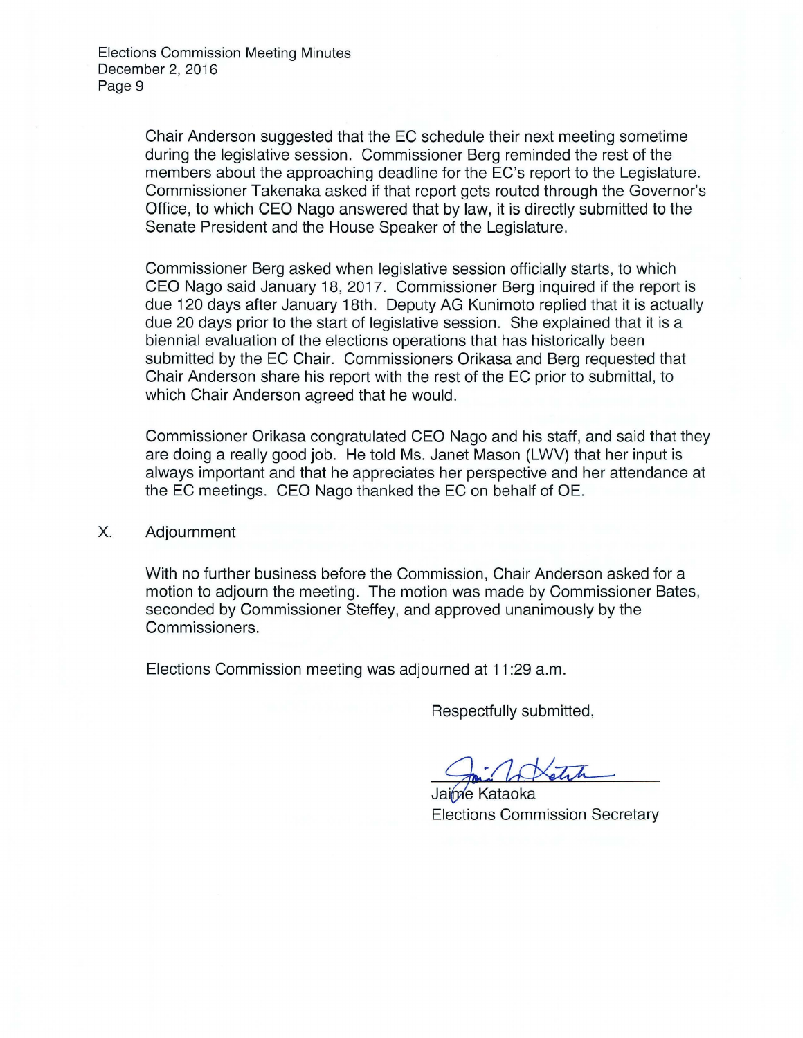Chair Anderson suggested that the EC schedule their next meeting sometime during the legislative session. Commissioner Berg reminded the rest of the members about the approaching deadline for the EC's report to the Legislature. Commissioner Takenaka asked if that report gets routed through the Governor's Office, to which CEO Nago answered that by law, it is directly submitted to the Senate President and the House Speaker of the Legislature.

Commissioner Berg asked when legislative session officially starts, to which CEO Nago said January 18, 2017. Commissioner Berg inquired if the report is due 120 days after January 18th. Deputy AG Kunimoto replied that it is actually due 20 days prior to the start of legislative session. She explained that it is a biennial evaluation of the elections operations that has historically been submitted by the EC Chair. Commissioners Orikasa and Berg requested that Chair Anderson share his report with the rest of the EC prior to submittal, to which Chair Anderson agreed that he would.

Commissioner Orikasa congratulated CEO Nago and his staff, and said that they are doing a really good job. He told Ms. Janet Mason (LWV) that her input is always important and that he appreciates her perspective and her attendance at the EC meetings. CEO Nago thanked the EC on behalf of OE.

## X. Adjournment

With no further business before the Commission, Chair Anderson asked for a motion to adjourn the meeting. The motion was made by Commissioner Bates, seconded by Commissioner Steffey, and approved unanimously by the Commissioners.

Elections Commission meeting was adjourned at 11:29 a.m.

Respectfully submitted,

Jaime Kataoka
Elections Commission Secretary